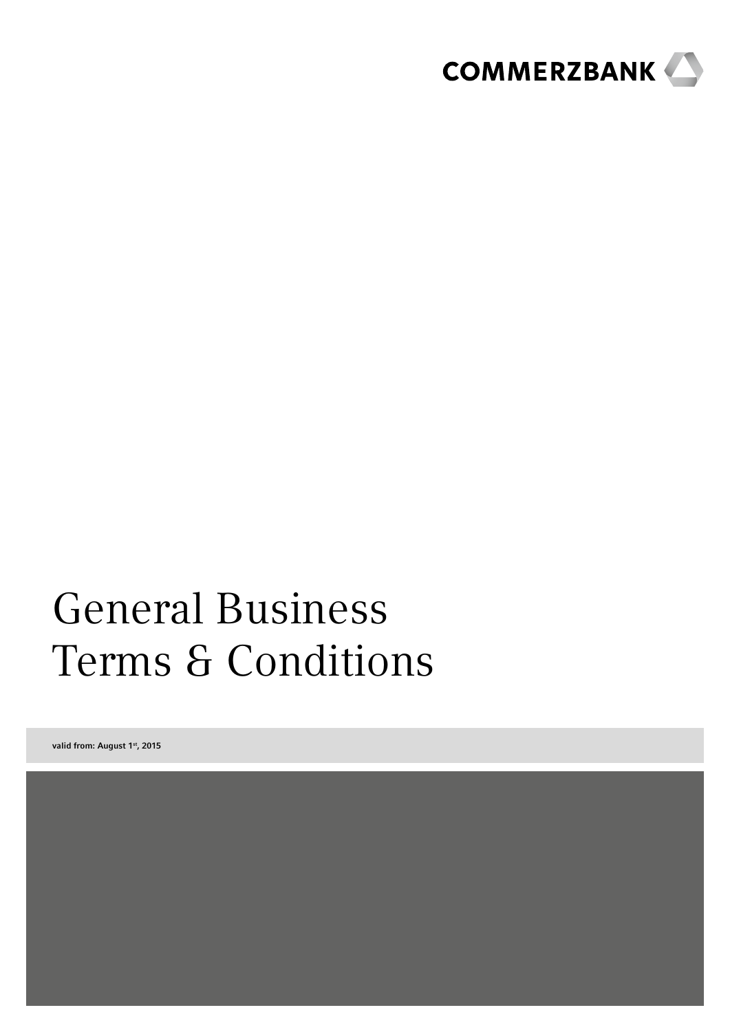COMMERZBANK

# General Business Terms & Conditions

valid from: August 1st, 2015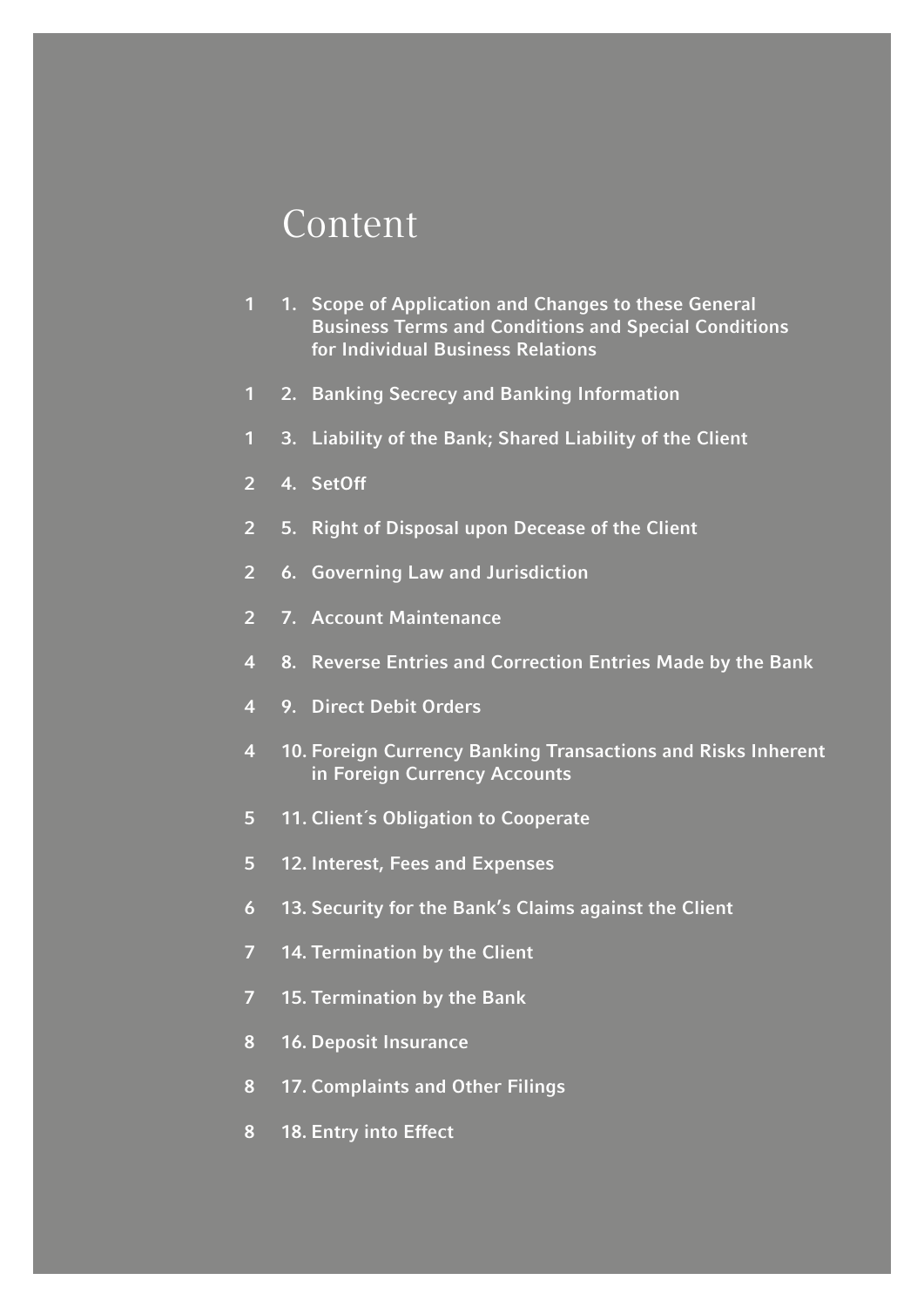# Content

| Page | Section |
|---|---|
| 1 | 1. Scope of Application and Changes to these General Business Terms and Conditions and Special Conditions for Individual Business Relations |
| 1 | 2. Banking Secrecy and Banking Information |
| 1 | 3. Liability of the Bank; Shared Liability of the Client |
| 2 | 4. SetOff |
| 2 | 5. Right of Disposal upon Decease of the Client |
| 2 | 6. Governing Law and Jurisdiction |
| 2 | 7. Account Maintenance |
| 4 | 8. Reverse Entries and Correction Entries Made by the Bank |
| 4 | 9. Direct Debit Orders |
| 4 | 10. Foreign Currency Banking Transactions and Risks Inherent in Foreign Currency Accounts |
| 5 | 11. Client´s Obligation to Cooperate |
| 5 | 12. Interest, Fees and Expenses |
| 6 | 13. Security for the Bank’s Claims against the Client |
| 7 | 14. Termination by the Client |
| 7 | 15. Termination by the Bank |
| 8 | 16. Deposit Insurance |
| 8 | 17. Complaints and Other Filings |
| 8 | 18. Entry into Effect |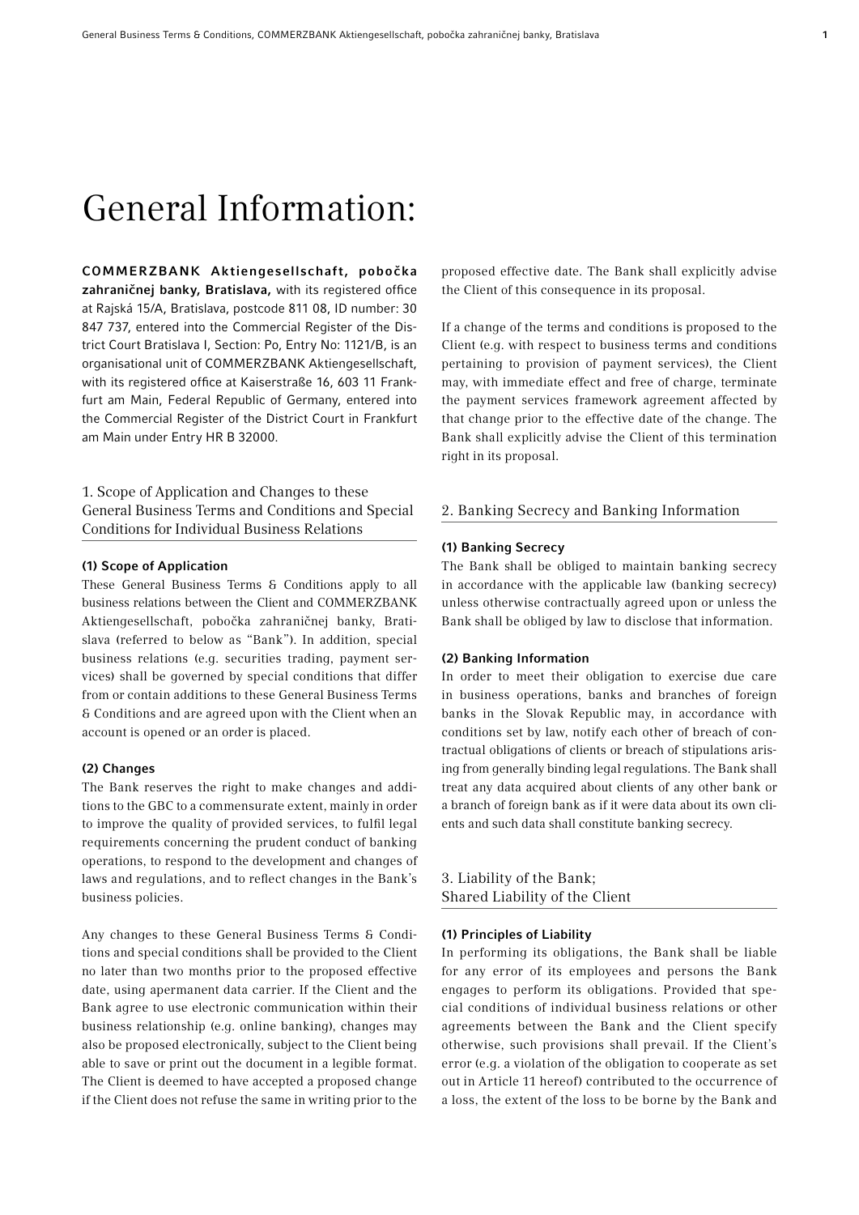# General Information:

**COMMERZBANK Aktiengesellschaft, pobočka zahraničnej banky, Bratislava,** with its registered office at Rajská 15/A, Bratislava, postcode 811 08, ID number: 30 847 737, entered into the Commercial Register of the District Court Bratislava I, Section: Po, Entry No: 1121/B, is an organisational unit of COMMERZBANK Aktiengesellschaft, with its registered office at Kaiserstraße 16, 603 11 Frankfurt am Main, Federal Republic of Germany, entered into the Commercial Register of the District Court in Frankfurt am Main under Entry HR B 32000.

## 1. Scope of Application and Changes to these General Business Terms and Conditions and Special Conditions for Individual Business Relations

### (1) Scope of Application

These General Business Terms & Conditions apply to all business relations between the Client and COMMERZBANK Aktiengesellschaft, pobočka zahraničnej banky, Bratislava (referred to below as "Bank"). In addition, special business relations (e.g. securities trading, payment services) shall be governed by special conditions that differ from or contain additions to these General Business Terms & Conditions and are agreed upon with the Client when an account is opened or an order is placed.

### (2) Changes

The Bank reserves the right to make changes and additions to the GBC to a commensurate extent, mainly in order to improve the quality of provided services, to fulfil legal requirements concerning the prudent conduct of banking operations, to respond to the development and changes of laws and regulations, and to reflect changes in the Bank's business policies.

Any changes to these General Business Terms & Conditions and special conditions shall be provided to the Client no later than two months prior to the proposed effective date, using apermanent data carrier. If the Client and the Bank agree to use electronic communication within their business relationship (e.g. online banking), changes may also be proposed electronically, subject to the Client being able to save or print out the document in a legible format. The Client is deemed to have accepted a proposed change if the Client does not refuse the same in writing prior to the proposed effective date. The Bank shall explicitly advise the Client of this consequence in its proposal.

If a change of the terms and conditions is proposed to the Client (e.g. with respect to business terms and conditions pertaining to provision of payment services), the Client may, with immediate effect and free of charge, terminate the payment services framework agreement affected by that change prior to the effective date of the change. The Bank shall explicitly advise the Client of this termination right in its proposal.

## 2. Banking Secrecy and Banking Information

### (1) Banking Secrecy

The Bank shall be obliged to maintain banking secrecy in accordance with the applicable law (banking secrecy) unless otherwise contractually agreed upon or unless the Bank shall be obliged by law to disclose that information.

### (2) Banking Information

In order to meet their obligation to exercise due care in business operations, banks and branches of foreign banks in the Slovak Republic may, in accordance with conditions set by law, notify each other of breach of contractual obligations of clients or breach of stipulations arising from generally binding legal regulations. The Bank shall treat any data acquired about clients of any other bank or a branch of foreign bank as if it were data about its own clients and such data shall constitute banking secrecy.

## 3. Liability of the Bank; Shared Liability of the Client

### (1) Principles of Liability

In performing its obligations, the Bank shall be liable for any error of its employees and persons the Bank engages to perform its obligations. Provided that special conditions of individual business relations or other agreements between the Bank and the Client specify otherwise, such provisions shall prevail. If the Client's error (e.g. a violation of the obligation to cooperate as set out in Article 11 hereof) contributed to the occurrence of a loss, the extent of the loss to be borne by the Bank and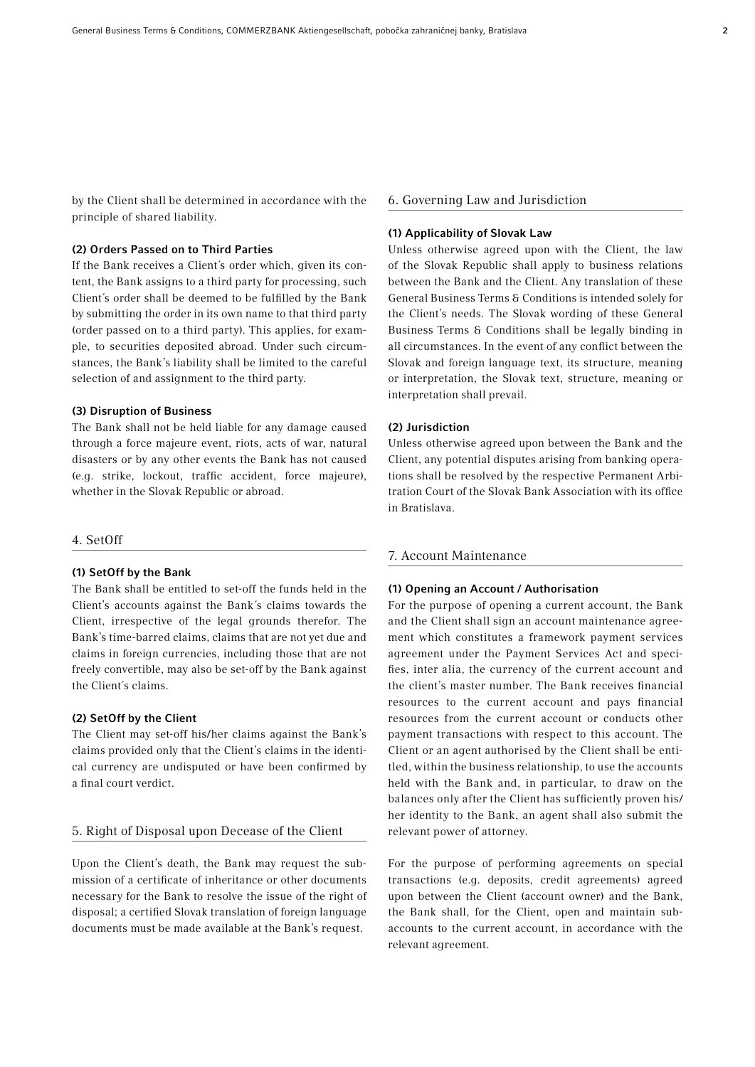by the Client shall be determined in accordance with the principle of shared liability.

#### (2) Orders Passed on to Third Parties

If the Bank receives a Client´s order which, given its content, the Bank assigns to a third party for processing, such Client´s order shall be deemed to be fulfilled by the Bank by submitting the order in its own name to that third party (order passed on to a third party). This applies, for example, to securities deposited abroad. Under such circumstances, the Bank's liability shall be limited to the careful selection of and assignment to the third party.

#### (3) Disruption of Business

The Bank shall not be held liable for any damage caused through a force majeure event, riots, acts of war, natural disasters or by any other events the Bank has not caused (e.g. strike, lockout, traffic accident, force majeure), whether in the Slovak Republic or abroad.

## 4. SetOff

#### (1) SetOff by the Bank

The Bank shall be entitled to set-off the funds held in the Client's accounts against the Bank´s claims towards the Client, irrespective of the legal grounds therefor. The Bank's time-barred claims, claims that are not yet due and claims in foreign currencies, including those that are not freely convertible, may also be set-off by the Bank against the Client´s claims.

#### (2) SetOff by the Client

The Client may set-off his/her claims against the Bank's claims provided only that the Client's claims in the identical currency are undisputed or have been confirmed by a final court verdict.

## 5. Right of Disposal upon Decease of the Client

Upon the Client's death, the Bank may request the submission of a certificate of inheritance or other documents necessary for the Bank to resolve the issue of the right of disposal; a certified Slovak translation of foreign language documents must be made available at the Bank's request.

## 6. Governing Law and Jurisdiction

#### (1) Applicability of Slovak Law

Unless otherwise agreed upon with the Client, the law of the Slovak Republic shall apply to business relations between the Bank and the Client. Any translation of these General Business Terms & Conditions is intended solely for the Client's needs. The Slovak wording of these General Business Terms & Conditions shall be legally binding in all circumstances. In the event of any conflict between the Slovak and foreign language text, its structure, meaning or interpretation, the Slovak text, structure, meaning or interpretation shall prevail.

#### (2) Jurisdiction

Unless otherwise agreed upon between the Bank and the Client, any potential disputes arising from banking operations shall be resolved by the respective Permanent Arbitration Court of the Slovak Bank Association with its office in Bratislava.

## 7. Account Maintenance

#### (1) Opening an Account / Authorisation

For the purpose of opening a current account, the Bank and the Client shall sign an account maintenance agreement which constitutes a framework payment services agreement under the Payment Services Act and specifies, inter alia, the currency of the current account and the client's master number. The Bank receives financial resources to the current account and pays financial resources from the current account or conducts other payment transactions with respect to this account. The Client or an agent authorised by the Client shall be entitled, within the business relationship, to use the accounts held with the Bank and, in particular, to draw on the balances only after the Client has sufficiently proven his/her identity to the Bank, an agent shall also submit the relevant power of attorney.

For the purpose of performing agreements on special transactions (e.g. deposits, credit agreements) agreed upon between the Client (account owner) and the Bank, the Bank shall, for the Client, open and maintain subaccounts to the current account, in accordance with the relevant agreement.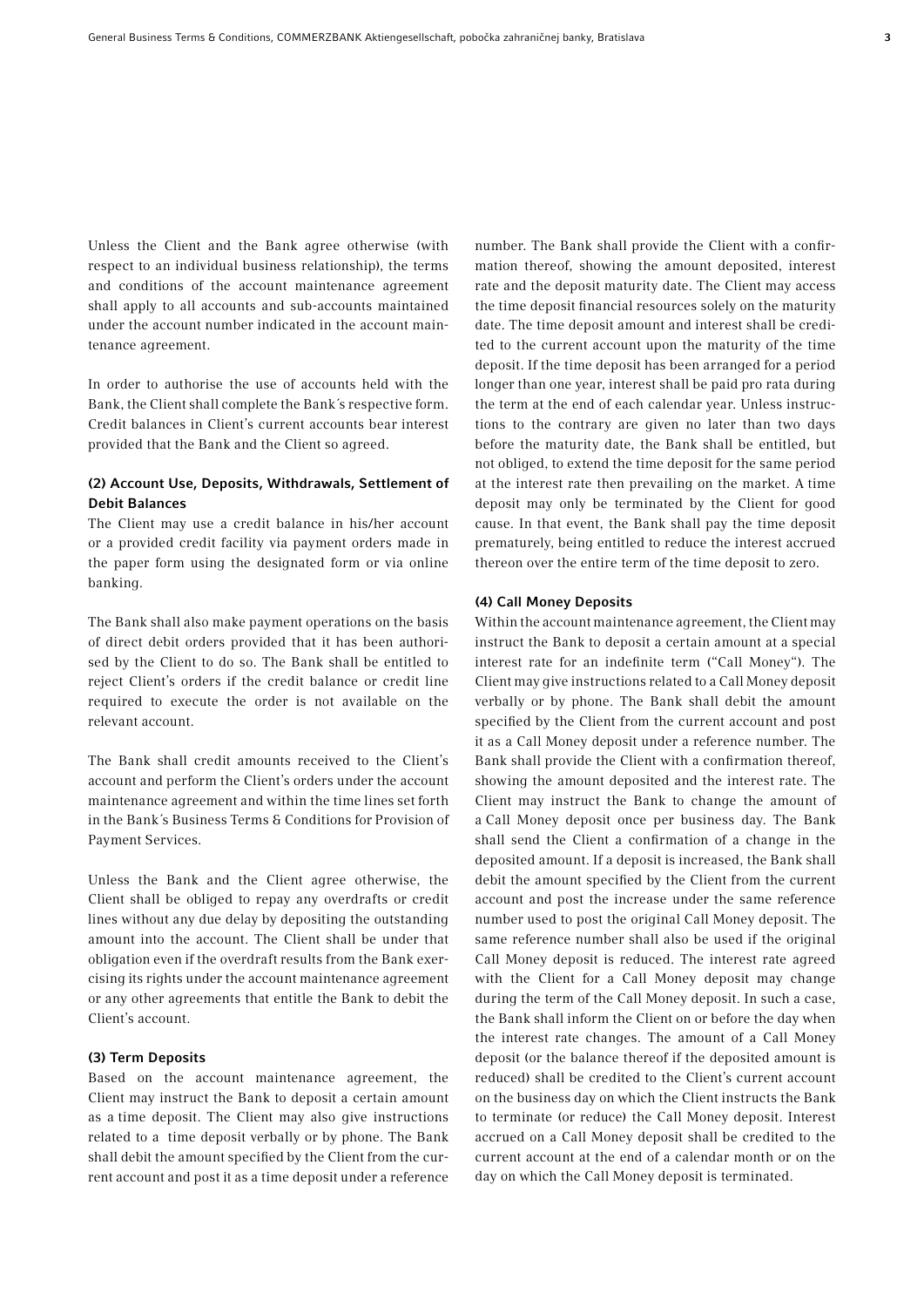Unless the Client and the Bank agree otherwise (with respect to an individual business relationship), the terms and conditions of the account maintenance agreement shall apply to all accounts and sub-accounts maintained under the account number indicated in the account maintenance agreement.

In order to authorise the use of accounts held with the Bank, the Client shall complete the Bank´s respective form. Credit balances in Client's current accounts bear interest provided that the Bank and the Client so agreed.

#### (2) Account Use, Deposits, Withdrawals, Settlement of Debit Balances

The Client may use a credit balance in his/her account or a provided credit facility via payment orders made in the paper form using the designated form or via online banking.

The Bank shall also make payment operations on the basis of direct debit orders provided that it has been authorised by the Client to do so. The Bank shall be entitled to reject Client's orders if the credit balance or credit line required to execute the order is not available on the relevant account.

The Bank shall credit amounts received to the Client's account and perform the Client's orders under the account maintenance agreement and within the time lines set forth in the Bank´s Business Terms & Conditions for Provision of Payment Services.

Unless the Bank and the Client agree otherwise, the Client shall be obliged to repay any overdrafts or credit lines without any due delay by depositing the outstanding amount into the account. The Client shall be under that obligation even if the overdraft results from the Bank exercising its rights under the account maintenance agreement or any other agreements that entitle the Bank to debit the Client's account.

#### (3) Term Deposits

Based on the account maintenance agreement, the Client may instruct the Bank to deposit a certain amount as a time deposit. The Client may also give instructions related to a time deposit verbally or by phone. The Bank shall debit the amount specified by the Client from the current account and post it as a time deposit under a reference number. The Bank shall provide the Client with a confirmation thereof, showing the amount deposited, interest rate and the deposit maturity date. The Client may access the time deposit financial resources solely on the maturity date. The time deposit amount and interest shall be credited to the current account upon the maturity of the time deposit. If the time deposit has been arranged for a period longer than one year, interest shall be paid pro rata during the term at the end of each calendar year. Unless instructions to the contrary are given no later than two days before the maturity date, the Bank shall be entitled, but not obliged, to extend the time deposit for the same period at the interest rate then prevailing on the market. A time deposit may only be terminated by the Client for good cause. In that event, the Bank shall pay the time deposit prematurely, being entitled to reduce the interest accrued thereon over the entire term of the time deposit to zero.

#### (4) Call Money Deposits

Within the account maintenance agreement, the Client may instruct the Bank to deposit a certain amount at a special interest rate for an indefinite term ("Call Money"). The Client may give instructions related to a Call Money deposit verbally or by phone. The Bank shall debit the amount specified by the Client from the current account and post it as a Call Money deposit under a reference number. The Bank shall provide the Client with a confirmation thereof, showing the amount deposited and the interest rate. The Client may instruct the Bank to change the amount of a Call Money deposit once per business day. The Bank shall send the Client a confirmation of a change in the deposited amount. If a deposit is increased, the Bank shall debit the amount specified by the Client from the current account and post the increase under the same reference number used to post the original Call Money deposit. The same reference number shall also be used if the original Call Money deposit is reduced. The interest rate agreed with the Client for a Call Money deposit may change during the term of the Call Money deposit. In such a case, the Bank shall inform the Client on or before the day when the interest rate changes. The amount of a Call Money deposit (or the balance thereof if the deposited amount is reduced) shall be credited to the Client's current account on the business day on which the Client instructs the Bank to terminate (or reduce) the Call Money deposit. Interest accrued on a Call Money deposit shall be credited to the current account at the end of a calendar month or on the day on which the Call Money deposit is terminated.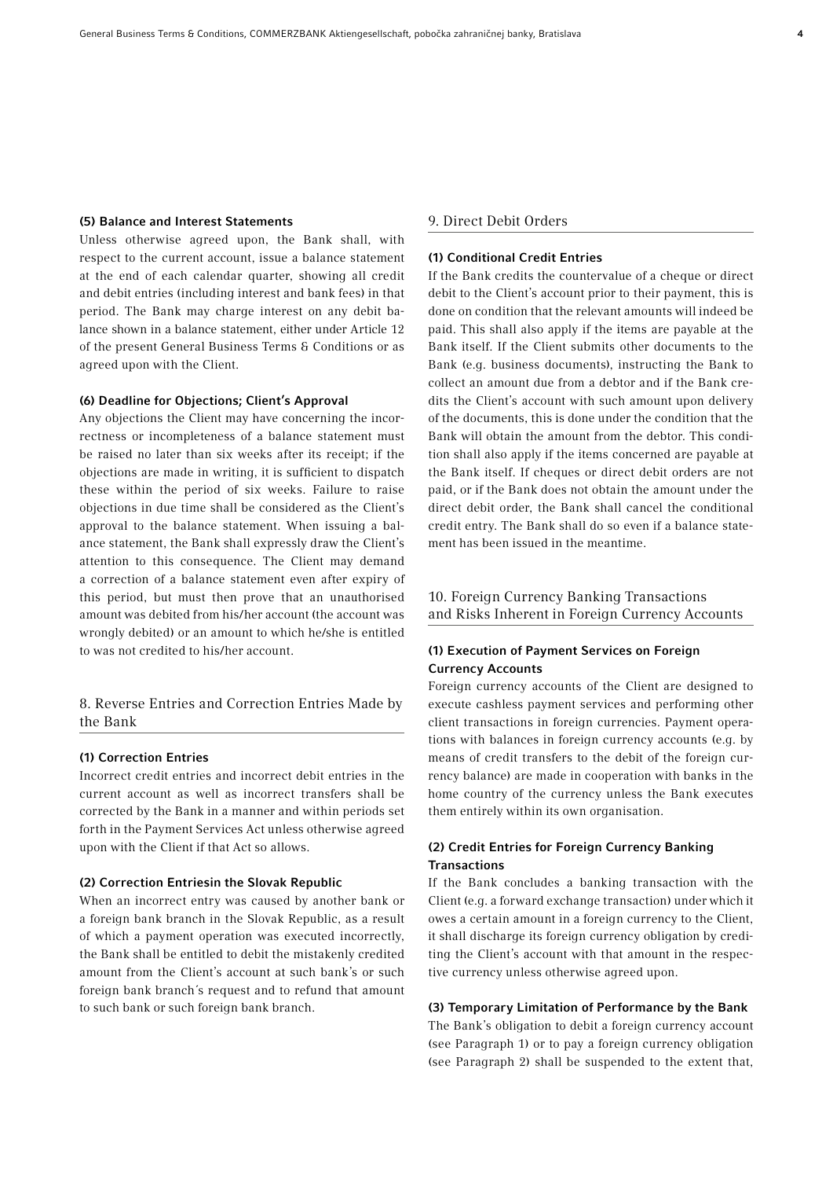#### (5) Balance and Interest Statements

Unless otherwise agreed upon, the Bank shall, with respect to the current account, issue a balance statement at the end of each calendar quarter, showing all credit and debit entries (including interest and bank fees) in that period. The Bank may charge interest on any debit balance shown in a balance statement, either under Article 12 of the present General Business Terms & Conditions or as agreed upon with the Client.

#### (6) Deadline for Objections; Client's Approval

Any objections the Client may have concerning the incorrectness or incompleteness of a balance statement must be raised no later than six weeks after its receipt; if the objections are made in writing, it is sufficient to dispatch these within the period of six weeks. Failure to raise objections in due time shall be considered as the Client's approval to the balance statement. When issuing a balance statement, the Bank shall expressly draw the Client's attention to this consequence. The Client may demand a correction of a balance statement even after expiry of this period, but must then prove that an unauthorised amount was debited from his/her account (the account was wrongly debited) or an amount to which he/she is entitled to was not credited to his/her account.

## 8. Reverse Entries and Correction Entries Made by the Bank

#### (1) Correction Entries

Incorrect credit entries and incorrect debit entries in the current account as well as incorrect transfers shall be corrected by the Bank in a manner and within periods set forth in the Payment Services Act unless otherwise agreed upon with the Client if that Act so allows.

#### (2) Correction Entriesin the Slovak Republic

When an incorrect entry was caused by another bank or a foreign bank branch in the Slovak Republic, as a result of which a payment operation was executed incorrectly, the Bank shall be entitled to debit the mistakenly credited amount from the Client's account at such bank's or such foreign bank branch´s request and to refund that amount to such bank or such foreign bank branch.

## 9. Direct Debit Orders

#### (1) Conditional Credit Entries

If the Bank credits the countervalue of a cheque or direct debit to the Client's account prior to their payment, this is done on condition that the relevant amounts will indeed be paid. This shall also apply if the items are payable at the Bank itself. If the Client submits other documents to the Bank (e.g. business documents), instructing the Bank to collect an amount due from a debtor and if the Bank credits the Client's account with such amount upon delivery of the documents, this is done under the condition that the Bank will obtain the amount from the debtor. This condition shall also apply if the items concerned are payable at the Bank itself. If cheques or direct debit orders are not paid, or if the Bank does not obtain the amount under the direct debit order, the Bank shall cancel the conditional credit entry. The Bank shall do so even if a balance statement has been issued in the meantime.

## 10. Foreign Currency Banking Transactions and Risks Inherent in Foreign Currency Accounts

#### (1) Execution of Payment Services on Foreign Currency Accounts

Foreign currency accounts of the Client are designed to execute cashless payment services and performing other client transactions in foreign currencies. Payment operations with balances in foreign currency accounts (e.g. by means of credit transfers to the debit of the foreign currency balance) are made in cooperation with banks in the home country of the currency unless the Bank executes them entirely within its own organisation.

#### (2) Credit Entries for Foreign Currency Banking Transactions

If the Bank concludes a banking transaction with the Client (e.g. a forward exchange transaction) under which it owes a certain amount in a foreign currency to the Client, it shall discharge its foreign currency obligation by crediting the Client's account with that amount in the respective currency unless otherwise agreed upon.

#### (3) Temporary Limitation of Performance by the Bank

The Bank's obligation to debit a foreign currency account (see Paragraph 1) or to pay a foreign currency obligation (see Paragraph 2) shall be suspended to the extent that,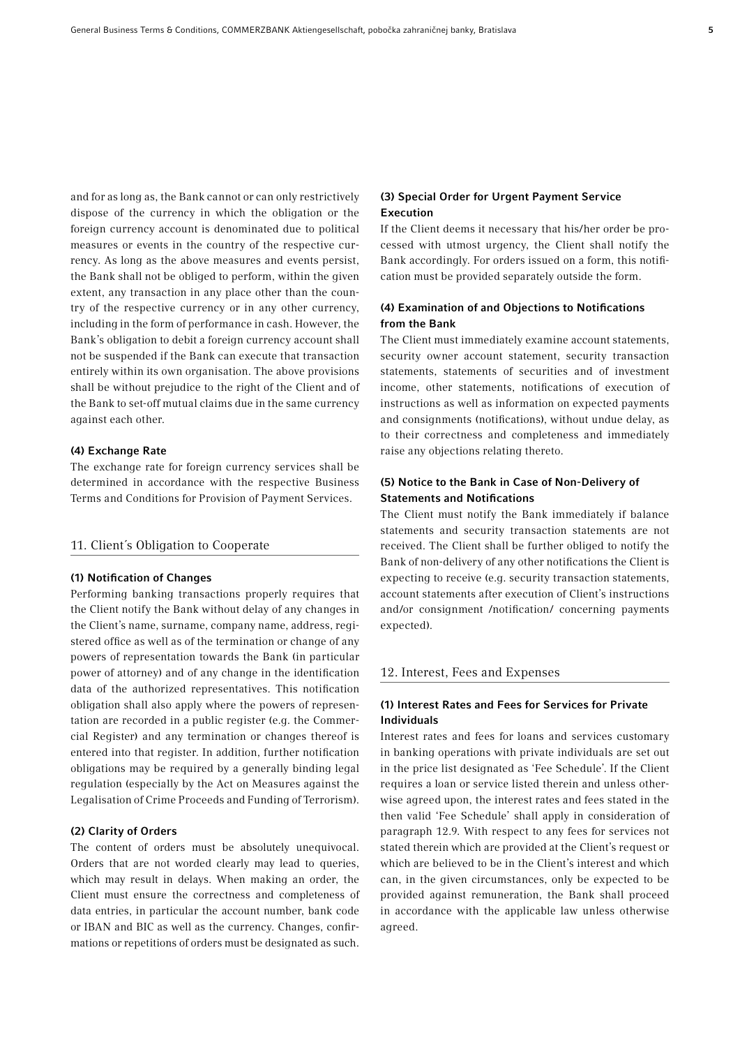and for as long as, the Bank cannot or can only restrictively dispose of the currency in which the obligation or the foreign currency account is denominated due to political measures or events in the country of the respective currency. As long as the above measures and events persist, the Bank shall not be obliged to perform, within the given extent, any transaction in any place other than the country of the respective currency or in any other currency, including in the form of performance in cash. However, the Bank's obligation to debit a foreign currency account shall not be suspended if the Bank can execute that transaction entirely within its own organisation. The above provisions shall be without prejudice to the right of the Client and of the Bank to set-off mutual claims due in the same currency against each other.

#### (4) Exchange Rate

The exchange rate for foreign currency services shall be determined in accordance with the respective Business Terms and Conditions for Provision of Payment Services.

## 11. Client´s Obligation to Cooperate

#### (1) Notification of Changes

Performing banking transactions properly requires that the Client notify the Bank without delay of any changes in the Client's name, surname, company name, address, registered office as well as of the termination or change of any powers of representation towards the Bank (in particular power of attorney) and of any change in the identification data of the authorized representatives. This notification obligation shall also apply where the powers of representation are recorded in a public register (e.g. the Commercial Register) and any termination or changes thereof is entered into that register. In addition, further notification obligations may be required by a generally binding legal regulation (especially by the Act on Measures against the Legalisation of Crime Proceeds and Funding of Terrorism).

#### (2) Clarity of Orders

The content of orders must be absolutely unequivocal. Orders that are not worded clearly may lead to queries, which may result in delays. When making an order, the Client must ensure the correctness and completeness of data entries, in particular the account number, bank code or IBAN and BIC as well as the currency. Changes, confirmations or repetitions of orders must be designated as such.

#### (3) Special Order for Urgent Payment Service Execution

If the Client deems it necessary that his/her order be processed with utmost urgency, the Client shall notify the Bank accordingly. For orders issued on a form, this notification must be provided separately outside the form.

#### (4) Examination of and Objections to Notifications from the Bank

The Client must immediately examine account statements, security owner account statement, security transaction statements, statements of securities and of investment income, other statements, notifications of execution of instructions as well as information on expected payments and consignments (notifications), without undue delay, as to their correctness and completeness and immediately raise any objections relating thereto.

#### (5) Notice to the Bank in Case of Non-Delivery of Statements and Notifications

The Client must notify the Bank immediately if balance statements and security transaction statements are not received. The Client shall be further obliged to notify the Bank of non-delivery of any other notifications the Client is expecting to receive (e.g. security transaction statements, account statements after execution of Client's instructions and/or consignment /notification/ concerning payments expected).

## 12. Interest, Fees and Expenses

#### (1) Interest Rates and Fees for Services for Private Individuals

Interest rates and fees for loans and services customary in banking operations with private individuals are set out in the price list designated as 'Fee Schedule'. If the Client requires a loan or service listed therein and unless otherwise agreed upon, the interest rates and fees stated in the then valid 'Fee Schedule' shall apply in consideration of paragraph 12.9. With respect to any fees for services not stated therein which are provided at the Client's request or which are believed to be in the Client's interest and which can, in the given circumstances, only be expected to be provided against remuneration, the Bank shall proceed in accordance with the applicable law unless otherwise agreed.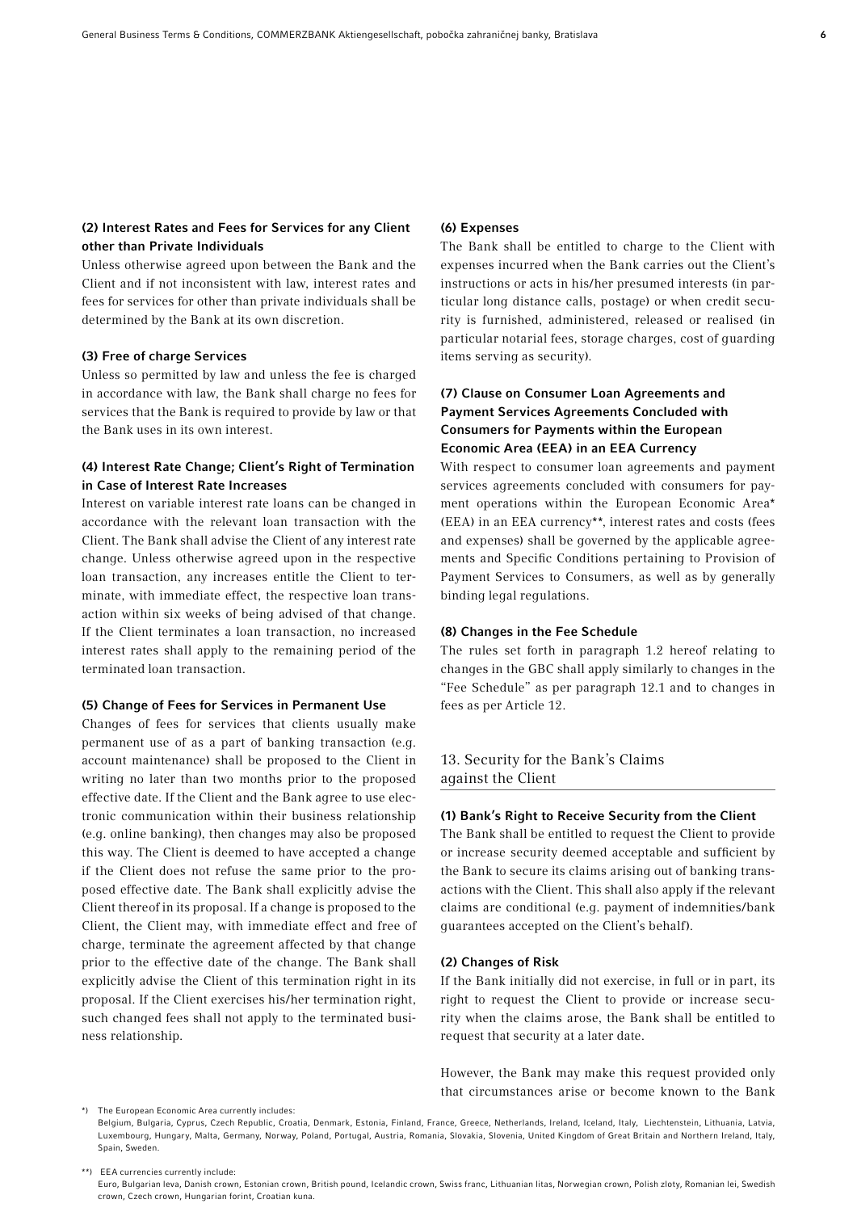#### (2) Interest Rates and Fees for Services for any Client other than Private Individuals

Unless otherwise agreed upon between the Bank and the Client and if not inconsistent with law, interest rates and fees for services for other than private individuals shall be determined by the Bank at its own discretion.

#### (3) Free of charge Services

Unless so permitted by law and unless the fee is charged in accordance with law, the Bank shall charge no fees for services that the Bank is required to provide by law or that the Bank uses in its own interest.

#### (4) Interest Rate Change; Client's Right of Termination in Case of Interest Rate Increases

Interest on variable interest rate loans can be changed in accordance with the relevant loan transaction with the Client. The Bank shall advise the Client of any interest rate change. Unless otherwise agreed upon in the respective loan transaction, any increases entitle the Client to terminate, with immediate effect, the respective loan transaction within six weeks of being advised of that change. If the Client terminates a loan transaction, no increased interest rates shall apply to the remaining period of the terminated loan transaction.

#### (5) Change of Fees for Services in Permanent Use

Changes of fees for services that clients usually make permanent use of as a part of banking transaction (e.g. account maintenance) shall be proposed to the Client in writing no later than two months prior to the proposed effective date. If the Client and the Bank agree to use electronic communication within their business relationship (e.g. online banking), then changes may also be proposed this way. The Client is deemed to have accepted a change if the Client does not refuse the same prior to the proposed effective date. The Bank shall explicitly advise the Client thereof in its proposal. If a change is proposed to the Client, the Client may, with immediate effect and free of charge, terminate the agreement affected by that change prior to the effective date of the change. The Bank shall explicitly advise the Client of this termination right in its proposal. If the Client exercises his/her termination right, such changed fees shall not apply to the terminated business relationship.

#### (6) Expenses

The Bank shall be entitled to charge to the Client with expenses incurred when the Bank carries out the Client's instructions or acts in his/her presumed interests (in particular long distance calls, postage) or when credit security is furnished, administered, released or realised (in particular notarial fees, storage charges, cost of guarding items serving as security).

#### (7) Clause on Consumer Loan Agreements and Payment Services Agreements Concluded with Consumers for Payments within the European Economic Area (EEA) in an EEA Currency

With respect to consumer loan agreements and payment services agreements concluded with consumers for payment operations within the European Economic Area* (EEA) in an EEA currency**, interest rates and costs (fees and expenses) shall be governed by the applicable agreements and Specific Conditions pertaining to Provision of Payment Services to Consumers, as well as by generally binding legal regulations.

#### (8) Changes in the Fee Schedule

The rules set forth in paragraph 1.2 hereof relating to changes in the GBC shall apply similarly to changes in the "Fee Schedule" as per paragraph 12.1 and to changes in fees as per Article 12.

## 13. Security for the Bank's Claims against the Client

#### (1) Bank's Right to Receive Security from the Client

The Bank shall be entitled to request the Client to provide or increase security deemed acceptable and sufficient by the Bank to secure its claims arising out of banking transactions with the Client. This shall also apply if the relevant claims are conditional (e.g. payment of indemnities/bank guarantees accepted on the Client's behalf).

#### (2) Changes of Risk

If the Bank initially did not exercise, in full or in part, its right to request the Client to provide or increase security when the claims arose, the Bank shall be entitled to request that security at a later date.

However, the Bank may make this request provided only that circumstances arise or become known to the Bank

*) The European Economic Area currently includes:
Belgium, Bulgaria, Cyprus, Czech Republic, Croatia, Denmark, Estonia, Finland, France, Greece, Netherlands, Ireland, Iceland, Italy, Liechtenstein, Lithuania, Latvia, Luxembourg, Hungary, Malta, Germany, Norway, Poland, Portugal, Austria, Romania, Slovakia, Slovenia, United Kingdom of Great Britain and Northern Ireland, Italy, Spain, Sweden.

**) EEA currencies currently include:
Euro, Bulgarian leva, Danish crown, Estonian crown, British pound, Icelandic crown, Swiss franc, Lithuanian litas, Norwegian crown, Polish zloty, Romanian lei, Swedish crown, Czech crown, Hungarian forint, Croatian kuna.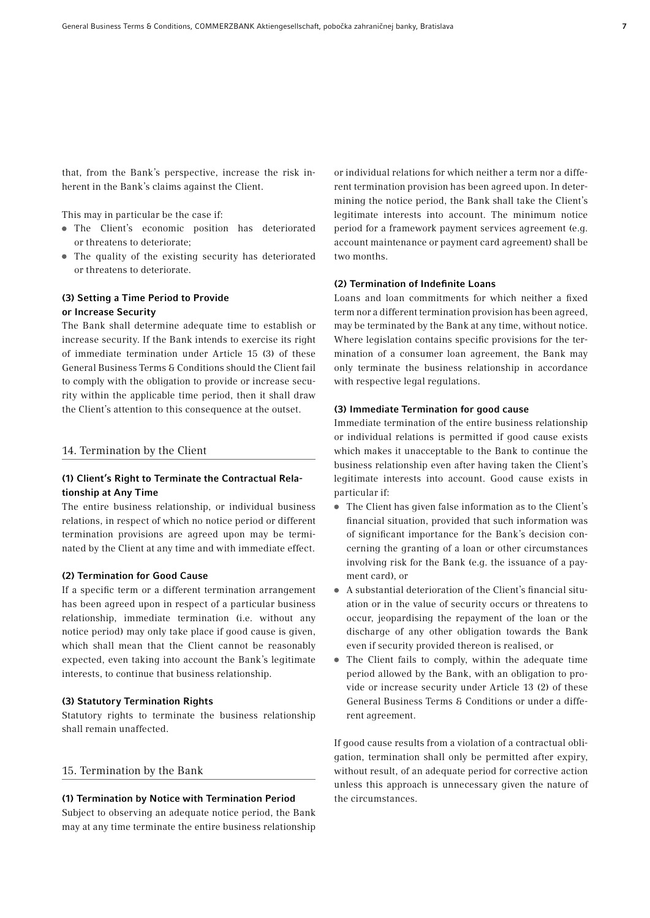that, from the Bank's perspective, increase the risk inherent in the Bank's claims against the Client.

This may in particular be the case if:

- The Client's economic position has deteriorated or threatens to deteriorate;
- The quality of the existing security has deteriorated or threatens to deteriorate.

### (3) Setting a Time Period to Provide or Increase Security

The Bank shall determine adequate time to establish or increase security. If the Bank intends to exercise its right of immediate termination under Article 15 (3) of these General Business Terms & Conditions should the Client fail to comply with the obligation to provide or increase security within the applicable time period, then it shall draw the Client's attention to this consequence at the outset.

## 14. Termination by the Client

### (1) Client's Right to Terminate the Contractual Relationship at Any Time

The entire business relationship, or individual business relations, in respect of which no notice period or different termination provisions are agreed upon may be terminated by the Client at any time and with immediate effect.

### (2) Termination for Good Cause

If a specific term or a different termination arrangement has been agreed upon in respect of a particular business relationship, immediate termination (i.e. without any notice period) may only take place if good cause is given, which shall mean that the Client cannot be reasonably expected, even taking into account the Bank's legitimate interests, to continue that business relationship.

### (3) Statutory Termination Rights

Statutory rights to terminate the business relationship shall remain unaffected.

## 15. Termination by the Bank

### (1) Termination by Notice with Termination Period

Subject to observing an adequate notice period, the Bank may at any time terminate the entire business relationship or individual relations for which neither a term nor a different termination provision has been agreed upon. In determining the notice period, the Bank shall take the Client's legitimate interests into account. The minimum notice period for a framework payment services agreement (e.g. account maintenance or payment card agreement) shall be two months.

### (2) Termination of Indefinite Loans

Loans and loan commitments for which neither a fixed term nor a different termination provision has been agreed, may be terminated by the Bank at any time, without notice. Where legislation contains specific provisions for the termination of a consumer loan agreement, the Bank may only terminate the business relationship in accordance with respective legal regulations.

### (3) Immediate Termination for good cause

Immediate termination of the entire business relationship or individual relations is permitted if good cause exists which makes it unacceptable to the Bank to continue the business relationship even after having taken the Client's legitimate interests into account. Good cause exists in particular if:

- The Client has given false information as to the Client's financial situation, provided that such information was of significant importance for the Bank's decision concerning the granting of a loan or other circumstances involving risk for the Bank (e.g. the issuance of a payment card), or
- A substantial deterioration of the Client's financial situation or in the value of security occurs or threatens to occur, jeopardising the repayment of the loan or the discharge of any other obligation towards the Bank even if security provided thereon is realised, or
- The Client fails to comply, within the adequate time period allowed by the Bank, with an obligation to provide or increase security under Article 13 (2) of these General Business Terms & Conditions or under a different agreement.

If good cause results from a violation of a contractual obligation, termination shall only be permitted after expiry, without result, of an adequate period for corrective action unless this approach is unnecessary given the nature of the circumstances.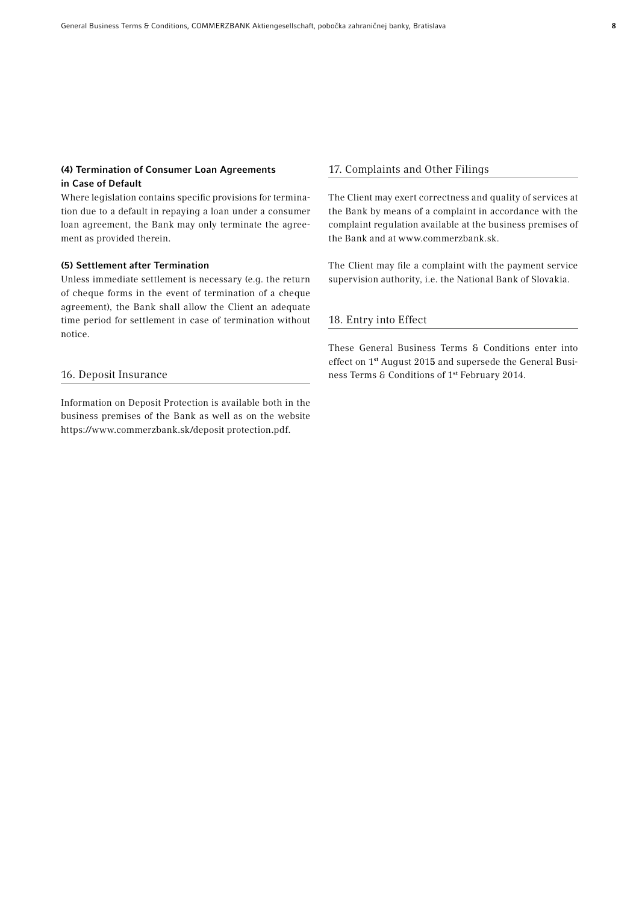#### (4) Termination of Consumer Loan Agreements in Case of Default

Where legislation contains specific provisions for termination due to a default in repaying a loan under a consumer loan agreement, the Bank may only terminate the agreement as provided therein.

#### (5) Settlement after Termination

Unless immediate settlement is necessary (e.g. the return of cheque forms in the event of termination of a cheque agreement), the Bank shall allow the Client an adequate time period for settlement in case of termination without notice.

## 16. Deposit Insurance

Information on Deposit Protection is available both in the business premises of the Bank as well as on the website https://www.commerzbank.sk/deposit protection.pdf.

## 17. Complaints and Other Filings

The Client may exert correctness and quality of services at the Bank by means of a complaint in accordance with the complaint regulation available at the business premises of the Bank and at www.commerzbank.sk.

The Client may file a complaint with the payment service supervision authority, i.e. the National Bank of Slovakia.

## 18. Entry into Effect

These General Business Terms & Conditions enter into effect on 1st August 2015 and supersede the General Business Terms & Conditions of 1st February 2014.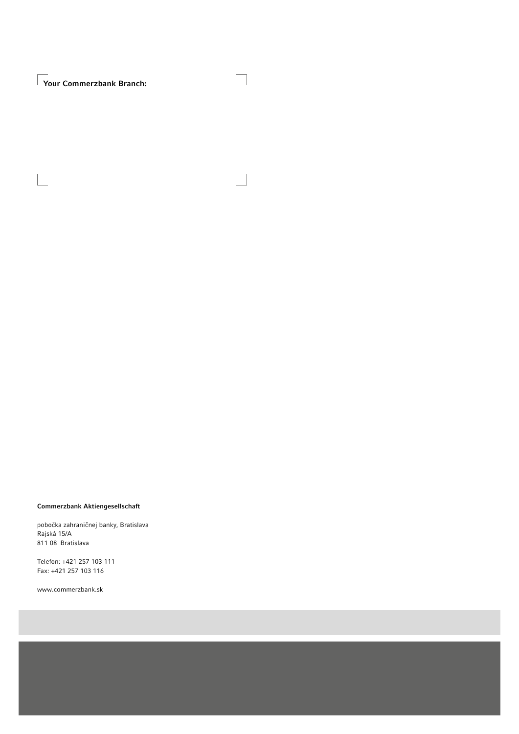**Your Commerzbank Branch:**

**Commerzbank Aktiengesellschaft**

pobočka zahraničnej banky, Bratislava
Rajská 15/A
811 08 Bratislava

Telefon: +421 257 103 111
Fax: +421 257 103 116

www.commerzbank.sk